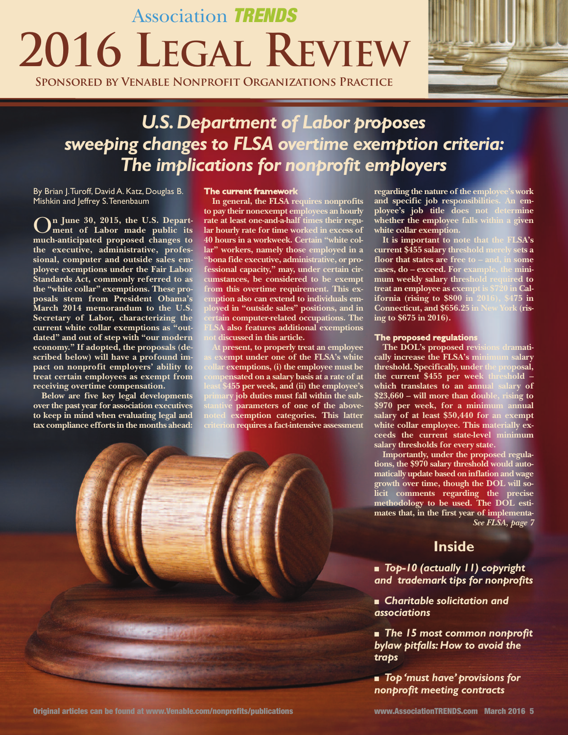# Association TRENDS 2016 Legal Review

**Sponsored by Venable Nonprofit Organizations Practice**

## U.S. Department of Labor proposes sweeping changes to FLSA overtime exemption criteria: The implications for nonprofit employers

By Brian J. Turoff, David A. Katz, Douglas B. Mishkin and Jeffrey S. Tenenbaum

**On June 30, 2015, the U.S. Department of Labor made public its much-anticipated proposed changes to the executive, administrative, professional, computer and outside sales employee exemptions under the Fair Labor Standards Act, commonly referred to as the "white collar" exemptions. These proposals stem from President Obama's March 2014 memorandum to the U.S. Secretary of Labor, characterizing the current white collar exemptions as "outdated" and out of step with "our modern economy." If adopted, the proposals (described below) will have a profound impact on nonprofit employers' ability to treat certain employees as exempt from receiving overtime compensation.**

**Below are five key legal developments over the past year for association executives to keep in mind when evaluating legal and tax compliance efforts in the months ahead:**

### The current framework

**In general, the FLSA requires nonprofits to pay their nonexempt employees an hourly rate at least one-and-a-half times their regular hourly rate for time worked in excess of 40 hours in a workweek. Certain "white collar" workers, namely those employed in a "bona fide executive, administrative, or professional capacity," may, under certain circumstances, be considered to be exempt from this overtime requirement. This exemption also can extend to individuals employed in "outside sales" positions, and in certain computer-related occupations. The FLSA also features additional exemptions not discussed in this article.**

**At present, to properly treat an employee as exempt under one of the FLSA's white collar exemptions, (i) the employee must be compensated on a salary basis at a rate of at least $455 per week, and (ii) the employee's primary job duties must fall within the substantive parameters of one of the above-noted exemption categories. This latter criterion requires a fact-intensive assessment regarding the nature of the employee's work and specific job responsibilities. An employee's job title does not determine whether the employee falls within a given white collar exemption.**

**It is important to note that the FLSA's current $455 salary threshold merely sets a floor that states are free to – and, in some cases, do – exceed. For example, the minimum weekly salary threshold required to treat an employee as exempt is $720 in California (rising to $800 in 2016), $475 in Connecticut, and $656.25 in New York (rising to $675 in 2016).**

### The proposed regulations

**The DOL's proposed revisions dramatically increase the FLSA's minimum salary threshold. Specifically, under the proposal, the current $455 per week threshold – which translates to an annual salary of $23,660 – will more than double, rising to $970 per week, for a minimum annual salary of at least $50,440 for an exempt white collar employee. This materially exceeds the current state-level minimum salary thresholds for every state.**

**Importantly, under the proposed regulations, the $970 salary threshold would automatically update based on inflation and wage growth over time, though the DOL will solicit comments regarding the precise methodology to be used. The DOL estimates that, in the first year of implementa-**

*See FLSA, page 7*

## Inside

- *Top-10 (actually 11) copyright and trademark tips for nonprofits*
- *Charitable solicitation and associations*
- *The 15 most common nonprofit bylaw pitfalls: How to avoid the traps*
- *Top 'must have' provisions for nonprofit meeting contracts*

Original articles can be found at www.Venable.com/nonprofits/publications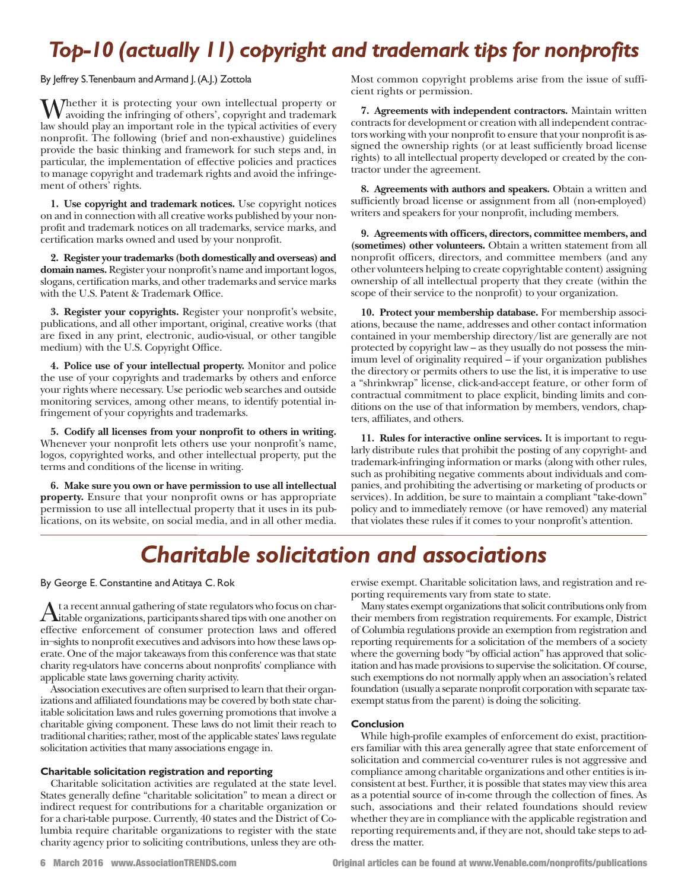# Top-10 (actually 11) copyright and trademark tips for nonprofits

By Jeffrey S. Tenenbaum and Armand J. (A.J.) Zottola

Whether it is protecting your own intellectual property or avoiding the infringing of others', copyright and trademark law should play an important role in the typical activities of every nonprofit. The following (brief and non-exhaustive) guidelines provide the basic thinking and framework for such steps and, in particular, the implementation of effective policies and practices to manage copyright and trademark rights and avoid the infringement of others' rights.

**1. Use copyright and trademark notices.** Use copyright notices on and in connection with all creative works published by your nonprofit and trademark notices on all trademarks, service marks, and certification marks owned and used by your nonprofit.

**2. Register your trademarks (both domestically and overseas) and domain names.** Register your nonprofit's name and important logos, slogans, certification marks, and other trademarks and service marks with the U.S. Patent & Trademark Office.

**3. Register your copyrights.** Register your nonprofit's website, publications, and all other important, original, creative works (that are fixed in any print, electronic, audio-visual, or other tangible medium) with the U.S. Copyright Office.

**4. Police use of your intellectual property.** Monitor and police the use of your copyrights and trademarks by others and enforce your rights where necessary. Use periodic web searches and outside monitoring services, among other means, to identify potential infringement of your copyrights and trademarks.

**5. Codify all licenses from your nonprofit to others in writing.** Whenever your nonprofit lets others use your nonprofit's name, logos, copyrighted works, and other intellectual property, put the terms and conditions of the license in writing.

**6. Make sure you own or have permission to use all intellectual property.** Ensure that your nonprofit owns or has appropriate permission to use all intellectual property that it uses in its publications, on its website, on social media, and in all other media. Most common copyright problems arise from the issue of sufficient rights or permission.

**7. Agreements with independent contractors.** Maintain written contracts for development or creation with all independent contractors working with your nonprofit to ensure that your nonprofit is assigned the ownership rights (or at least sufficiently broad license rights) to all intellectual property developed or created by the contractor under the agreement.

**8. Agreements with authors and speakers.** Obtain a written and sufficiently broad license or assignment from all (non-employed) writers and speakers for your nonprofit, including members.

**9. Agreements with officers, directors, committee members, and (sometimes) other volunteers.** Obtain a written statement from all nonprofit officers, directors, and committee members (and any other volunteers helping to create copyrightable content) assigning ownership of all intellectual property that they create (within the scope of their service to the nonprofit) to your organization.

**10. Protect your membership database.** For membership associations, because the name, addresses and other contact information contained in your membership directory/list are generally are not protected by copyright law – as they usually do not possess the minimum level of originality required – if your organization publishes the directory or permits others to use the list, it is imperative to use a "shrinkwrap" license, click-and-accept feature, or other form of contractual commitment to place explicit, binding limits and conditions on the use of that information by members, vendors, chapters, affiliates, and others.

**11. Rules for interactive online services.** It is important to regularly distribute rules that prohibit the posting of any copyright- and trademark-infringing information or marks (along with other rules, such as prohibiting negative comments about individuals and companies, and prohibiting the advertising or marketing of products or services). In addition, be sure to maintain a compliant "take-down" policy and to immediately remove (or have removed) any material that violates these rules if it comes to your nonprofit's attention.

# Charitable solicitation and associations

By George E. Constantine and Atitaya C. Rok

At a recent annual gathering of state regulators who focus on charitable organizations, participants shared tips with one another on effective enforcement of consumer protection laws and offered in-sights to nonprofit executives and advisors into how these laws operate. One of the major takeaways from this conference was that state charity reg-ulators have concerns about nonprofits' compliance with applicable state laws governing charity activity.

Association executives are often surprised to learn that their organizations and affiliated foundations may be covered by both state charitable solicitation laws and rules governing promotions that involve a charitable giving component. These laws do not limit their reach to traditional charities; rather, most of the applicable states' laws regulate solicitation activities that many associations engage in.

### Charitable solicitation registration and reporting

Charitable solicitation activities are regulated at the state level. States generally define "charitable solicitation" to mean a direct or indirect request for contributions for a charitable organization or for a chari-table purpose. Currently, 40 states and the District of Columbia require charitable organizations to register with the state charity agency prior to soliciting contributions, unless they are otherwise exempt. Charitable solicitation laws, and registration and reporting requirements vary from state to state.

Many states exempt organizations that solicit contributions only from their members from registration requirements. For example, District of Columbia regulations provide an exemption from registration and reporting requirements for a solicitation of the members of a society where the governing body "by official action" has approved that solicitation and has made provisions to supervise the solicitation. Of course, such exemptions do not normally apply when an association's related foundation (usually a separate nonprofit corporation with separate tax-exempt status from the parent) is doing the soliciting.

### Conclusion

While high-profile examples of enforcement do exist, practitioners familiar with this area generally agree that state enforcement of solicitation and commercial co-venturer rules is not aggressive and compliance among charitable organizations and other entities is inconsistent at best. Further, it is possible that states may view this area as a potential source of in-come through the collection of fines. As such, associations and their related foundations should review whether they are in compliance with the applicable registration and reporting requirements and, if they are not, should take steps to address the matter.

Original articles can be found at www.Venable.com/nonprofits/publications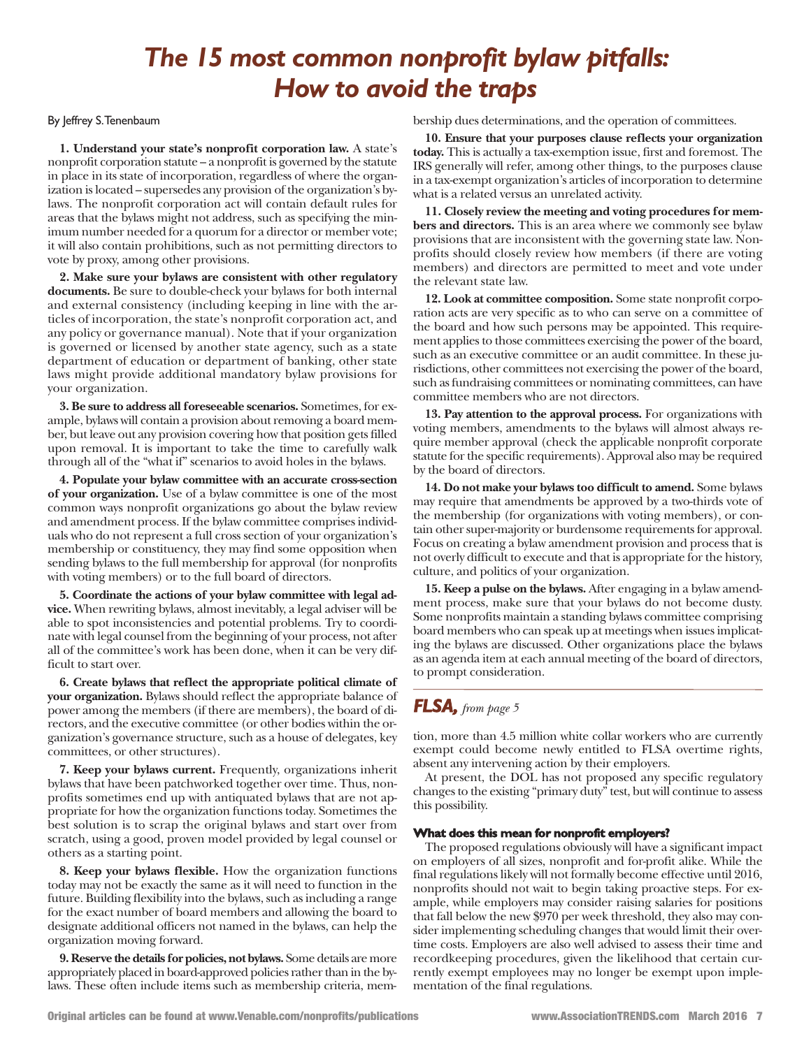# The 15 most common nonprofit bylaw pitfalls: How to avoid the traps

By Jeffrey S. Tenenbaum

**1. Understand your state's nonprofit corporation law.** A state's nonprofit corporation statute – a nonprofit is governed by the statute in place in its state of incorporation, regardless of where the organization is located – supersedes any provision of the organization's bylaws. The nonprofit corporation act will contain default rules for areas that the bylaws might not address, such as specifying the minimum number needed for a quorum for a director or member vote; it will also contain prohibitions, such as not permitting directors to vote by proxy, among other provisions.

**2. Make sure your bylaws are consistent with other regulatory documents.** Be sure to double-check your bylaws for both internal and external consistency (including keeping in line with the articles of incorporation, the state's nonprofit corporation act, and any policy or governance manual). Note that if your organization is governed or licensed by another state agency, such as a state department of education or department of banking, other state laws might provide additional mandatory bylaw provisions for your organization.

**3. Be sure to address all foreseeable scenarios.** Sometimes, for example, bylaws will contain a provision about removing a board member, but leave out any provision covering how that position gets filled upon removal. It is important to take the time to carefully walk through all of the "what if" scenarios to avoid holes in the bylaws.

**4. Populate your bylaw committee with an accurate cross-section of your organization.** Use of a bylaw committee is one of the most common ways nonprofit organizations go about the bylaw review and amendment process. If the bylaw committee comprises individuals who do not represent a full cross section of your organization's membership or constituency, they may find some opposition when sending bylaws to the full membership for approval (for nonprofits with voting members) or to the full board of directors.

**5. Coordinate the actions of your bylaw committee with legal advice.** When rewriting bylaws, almost inevitably, a legal adviser will be able to spot inconsistencies and potential problems. Try to coordinate with legal counsel from the beginning of your process, not after all of the committee's work has been done, when it can be very difficult to start over.

**6. Create bylaws that reflect the appropriate political climate of your organization.** Bylaws should reflect the appropriate balance of power among the members (if there are members), the board of directors, and the executive committee (or other bodies within the organization's governance structure, such as a house of delegates, key committees, or other structures).

**7. Keep your bylaws current.** Frequently, organizations inherit bylaws that have been patchworked together over time. Thus, nonprofits sometimes end up with antiquated bylaws that are not appropriate for how the organization functions today. Sometimes the best solution is to scrap the original bylaws and start over from scratch, using a good, proven model provided by legal counsel or others as a starting point.

**8. Keep your bylaws flexible.** How the organization functions today may not be exactly the same as it will need to function in the future. Building flexibility into the bylaws, such as including a range for the exact number of board members and allowing the board to designate additional officers not named in the bylaws, can help the organization moving forward.

**9. Reserve the details for policies, not bylaws.** Some details are more appropriately placed in board-approved policies rather than in the bylaws. These often include items such as membership criteria, membership dues determinations, and the operation of committees.

**10. Ensure that your purposes clause reflects your organization today.** This is actually a tax-exemption issue, first and foremost. The IRS generally will refer, among other things, to the purposes clause in a tax-exempt organization's articles of incorporation to determine what is a related versus an unrelated activity.

**11. Closely review the meeting and voting procedures for members and directors.** This is an area where we commonly see bylaw provisions that are inconsistent with the governing state law. Nonprofits should closely review how members (if there are voting members) and directors are permitted to meet and vote under the relevant state law.

**12. Look at committee composition.** Some state nonprofit corporation acts are very specific as to who can serve on a committee of the board and how such persons may be appointed. This requirement applies to those committees exercising the power of the board, such as an executive committee or an audit committee. In these jurisdictions, other committees not exercising the power of the board, such as fundraising committees or nominating committees, can have committee members who are not directors.

**13. Pay attention to the approval process.** For organizations with voting members, amendments to the bylaws will almost always require member approval (check the applicable nonprofit corporate statute for the specific requirements). Approval also may be required by the board of directors.

**14. Do not make your bylaws too difficult to amend.** Some bylaws may require that amendments be approved by a two-thirds vote of the membership (for organizations with voting members), or contain other super-majority or burdensome requirements for approval. Focus on creating a bylaw amendment provision and process that is not overly difficult to execute and that is appropriate for the history, culture, and politics of your organization.

**15. Keep a pulse on the bylaws.** After engaging in a bylaw amendment process, make sure that your bylaws do not become dusty. Some nonprofits maintain a standing bylaws committee comprising board members who can speak up at meetings when issues implicating the bylaws are discussed. Other organizations place the bylaws as an agenda item at each annual meeting of the board of directors, to prompt consideration.

## *FLSA, from page 5*

tion, more than 4.5 million white collar workers who are currently exempt could become newly entitled to FLSA overtime rights, absent any intervening action by their employers.

At present, the DOL has not proposed any specific regulatory changes to the existing "primary duty" test, but will continue to assess this possibility.

### What does this mean for nonprofit employers?

The proposed regulations obviously will have a significant impact on employers of all sizes, nonprofit and for-profit alike. While the final regulations likely will not formally become effective until 2016, nonprofits should not wait to begin taking proactive steps. For example, while employers may consider raising salaries for positions that fall below the new $970 per week threshold, they also may consider implementing scheduling changes that would limit their overtime costs. Employers are also well advised to assess their time and recordkeeping procedures, given the likelihood that certain currently exempt employees may no longer be exempt upon implementation of the final regulations.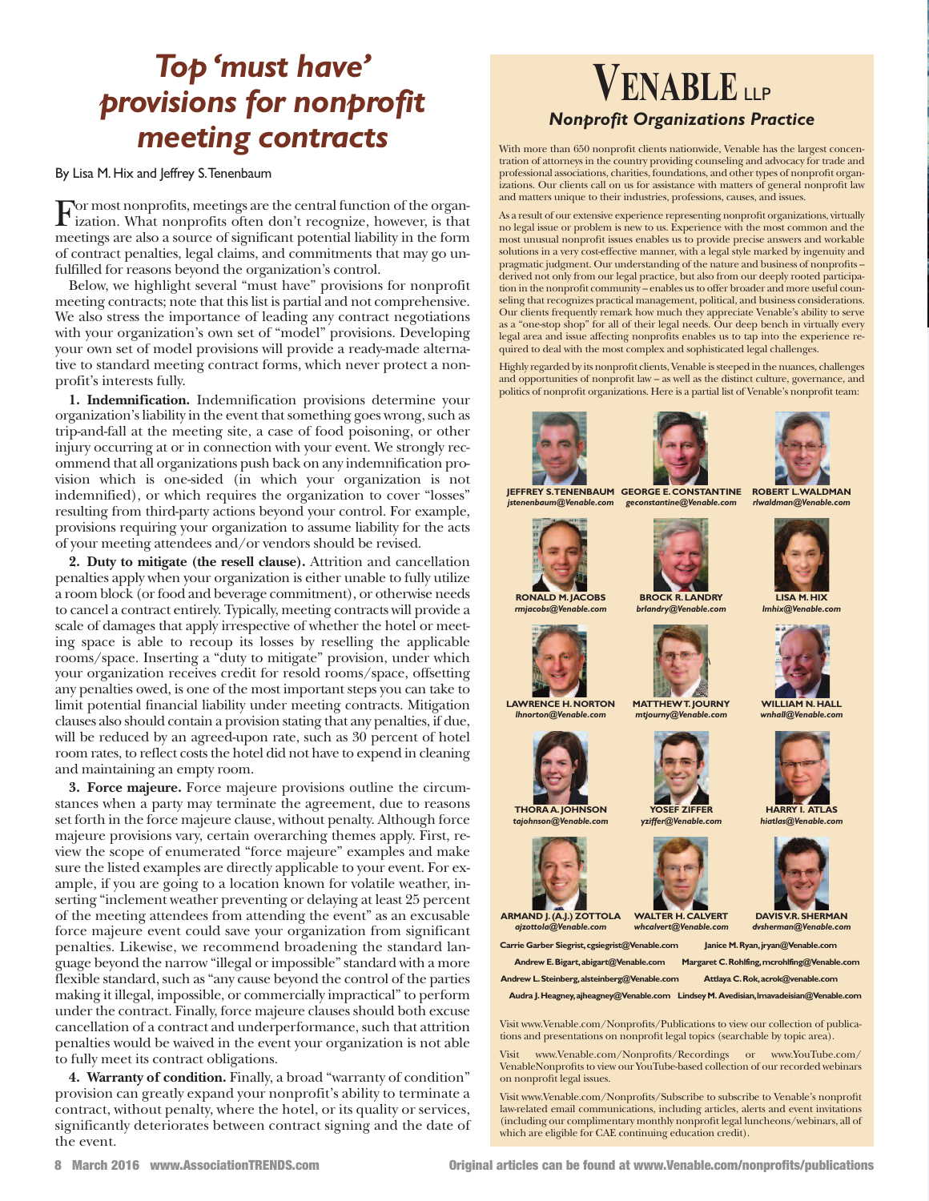# Top 'must have' provisions for nonprofit meeting contracts

By Lisa M. Hix and Jeffrey S. Tenenbaum

For most nonprofits, meetings are the central function of the organization. What nonprofits often don't recognize, however, is that meetings are also a source of significant potential liability in the form of contract penalties, legal claims, and commitments that may go unfulfilled for reasons beyond the organization's control.

Below, we highlight several "must have" provisions for nonprofit meeting contracts; note that this list is partial and not comprehensive. We also stress the importance of leading any contract negotiations with your organization's own set of "model" provisions. Developing your own set of model provisions will provide a ready-made alternative to standard meeting contract forms, which never protect a nonprofit's interests fully.

**1. Indemnification.** Indemnification provisions determine your organization's liability in the event that something goes wrong, such as trip-and-fall at the meeting site, a case of food poisoning, or other injury occurring at or in connection with your event. We strongly recommend that all organizations push back on any indemnification provision which is one-sided (in which your organization is not indemnified), or which requires the organization to cover "losses" resulting from third-party actions beyond your control. For example, provisions requiring your organization to assume liability for the acts of your meeting attendees and/or vendors should be revised.

**2. Duty to mitigate (the resell clause).** Attrition and cancellation penalties apply when your organization is either unable to fully utilize a room block (or food and beverage commitment), or otherwise needs to cancel a contract entirely. Typically, meeting contracts will provide a scale of damages that apply irrespective of whether the hotel or meeting space is able to recoup its losses by reselling the applicable rooms/space. Inserting a "duty to mitigate" provision, under which your organization receives credit for resold rooms/space, offsetting any penalties owed, is one of the most important steps you can take to limit potential financial liability under meeting contracts. Mitigation clauses also should contain a provision stating that any penalties, if due, will be reduced by an agreed-upon rate, such as 30 percent of hotel room rates, to reflect costs the hotel did not have to expend in cleaning and maintaining an empty room.

**3. Force majeure.** Force majeure provisions outline the circumstances when a party may terminate the agreement, due to reasons set forth in the force majeure clause, without penalty. Although force majeure provisions vary, certain overarching themes apply. First, review the scope of enumerated "force majeure" examples and make sure the listed examples are directly applicable to your event. For example, if you are going to a location known for volatile weather, inserting "inclement weather preventing or delaying at least 25 percent of the meeting attendees from attending the event" as an excusable force majeure event could save your organization from significant penalties. Likewise, we recommend broadening the standard language beyond the narrow "illegal or impossible" standard with a more flexible standard, such as "any cause beyond the control of the parties making it illegal, impossible, or commercially impractical" to perform under the contract. Finally, force majeure clauses should both excuse cancellation of a contract and underperformance, such that attrition penalties would be waived in the event your organization is not able to fully meet its contract obligations.

**4. Warranty of condition.** Finally, a broad "warranty of condition" provision can greatly expand your nonprofit's ability to terminate a contract, without penalty, where the hotel, or its quality or services, significantly deteriorates between contract signing and the date of the event.

# VENABLE LLP

## *Nonprofit Organizations Practice*

With more than 650 nonprofit clients nationwide, Venable has the largest concentration of attorneys in the country providing counseling and advocacy for trade and professional associations, charities, foundations, and other types of nonprofit organizations. Our clients call on us for assistance with matters of general nonprofit law and matters unique to their industries, professions, causes, and issues.

As a result of our extensive experience representing nonprofit organizations, virtually no legal issue or problem is new to us. Experience with the most common and the most unusual nonprofit issues enables us to provide precise answers and workable solutions in a very cost-effective manner, with a legal style marked by ingenuity and pragmatic judgment. Our understanding of the nature and business of nonprofits – derived not only from our legal practice, but also from our deeply rooted participation in the nonprofit community – enables us to offer broader and more useful counseling that recognizes practical management, political, and business considerations. Our clients frequently remark how much they appreciate Venable's ability to serve as a "one-stop shop" for all of their legal needs. Our deep bench in virtually every legal area and issue affecting nonprofits enables us to tap into the experience required to deal with the most complex and sophisticated legal challenges.

Highly regarded by its nonprofit clients, Venable is steeped in the nuances, challenges and opportunities of nonprofit law – as well as the distinct culture, governance, and politics of nonprofit organizations. Here is a partial list of Venable's nonprofit team:

**JEFFREY S. TENENBAUM** *jstenenbaum@Venable.com*

**GEORGE E. CONSTANTINE** *geconstantine@Venable.com*

**ROBERT L. WALDMAN** *rlwaldman@Venable.com*

**RONALD M. JACOBS** *rmjacobs@Venable.com*

**BROCK R. LANDRY** *brlandry@Venable.com*

**LISA M. HIX** *lmhix@Venable.com*

**LAWRENCE H. NORTON** *lhnorton@Venable.com*

**MATTHEW T. JOURNY** *mtjourny@Venable.com*

**WILLIAM N. HALL** *wnhall@Venable.com*

**THORA A. JOHNSON** *tajohnson@Venable.com*

**YOSEF ZIFFER** *yziffer@Venable.com*

**HARRY I. ATLAS** *hiatlas@Venable.com*

**ARMAND J. (A.J.) ZOTTOLA** *ajzottola@Venable.com*

**WALTER H. CALVERT** *whcalvert@Venable.com*

**DAVIS V.R. SHERMAN** *dvsherman@Venable.com*

**Carrie Garber Siegrist, cgsiegrist@Venable.com**
**Janice M. Ryan, jryan@Venable.com**
**Andrew E. Bigart, abigart@Venable.com**
**Margaret C. Rohlfing, mcrohlfing@Venable.com**
**Andrew L. Steinberg, alsteinberg@Venable.com**
**Attlaya C. Rok, acrok@venable.com**
**Audra J. Heagney, ajheagney@Venable.com**
**Lindsey M. Avedisian, lmavedeisian@Venable.com**

Visit www.Venable.com/Nonprofits/Publications to view our collection of publications and presentations on nonprofit legal topics (searchable by topic area).

Visit www.Venable.com/Nonprofits/Recordings or www.YouTube.com/VenableNonprofits to view our YouTube-based collection of our recorded webinars on nonprofit legal issues.

Visit www.Venable.com/Nonprofits/Subscribe to subscribe to Venable's nonprofit law-related email communications, including articles, alerts and event invitations (including our complimentary monthly nonprofit legal luncheons/webinars, all of which are eligible for CAE continuing education credit).

Original articles can be found at www.Venable.com/nonprofits/publications